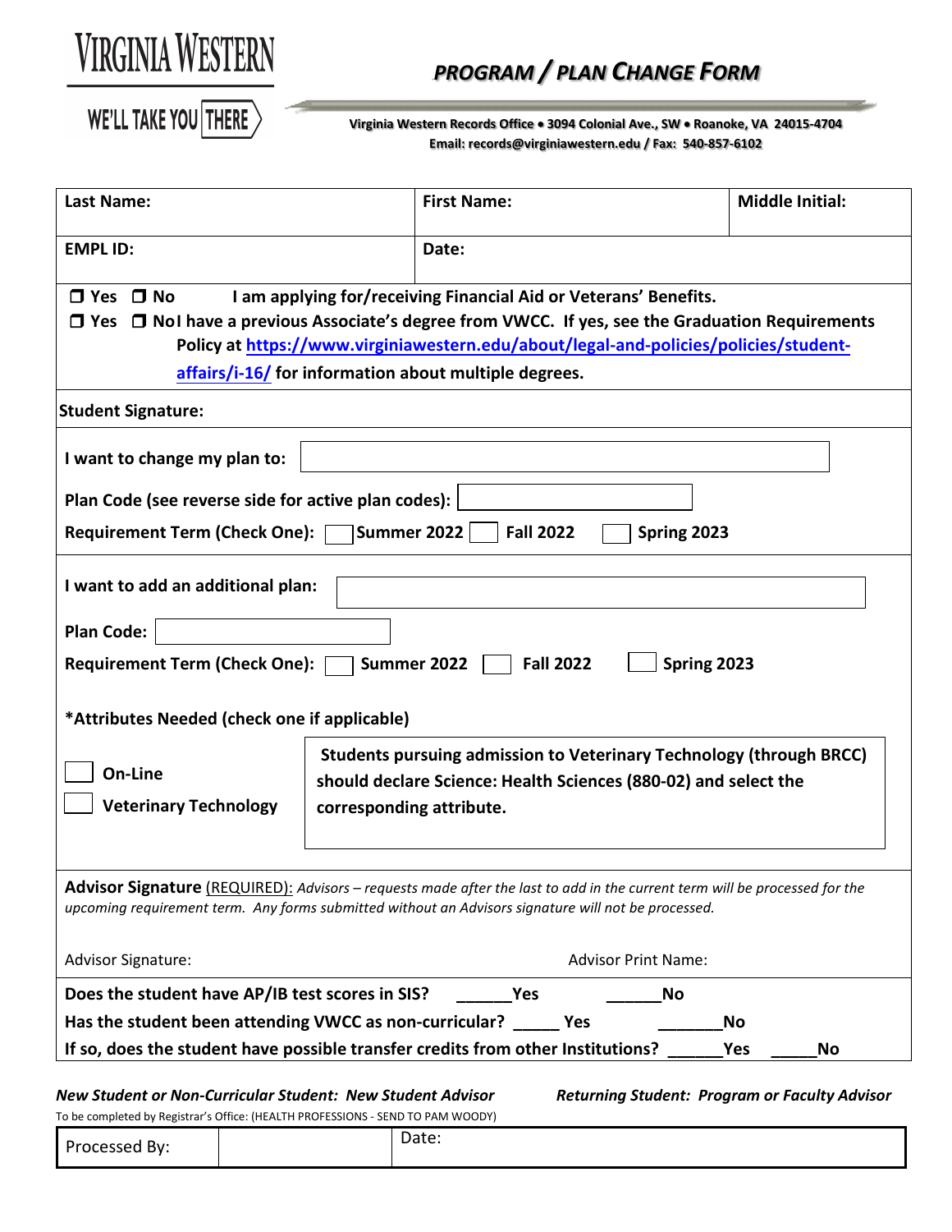# VIRGINIA WESTERN

WE'LL TAKE YOU THERE

## *PROGRAM / PLAN CHANGE FORM*

**Virginia Western Records Office • 3094 Colonial Ave., SW • Roanoke, VA 24015-4704**
**Email: records@virginiawestern.edu / Fax: 540-857-6102**

| **Last Name:** | **First Name:** | **Middle Initial:** |
|---|---|---|
| **EMPL ID:** | **Date:** | |

❒ Yes ❒ No **I am applying for/receiving Financial Aid or Veterans' Benefits.**

❒ Yes ❒ No **I have a previous Associate's degree from VWCC. If yes, see the Graduation Requirements Policy at [https://www.virginiawestern.edu/about/legal-and-policies/policies/student-affairs/i-16/](https://www.virginiawestern.edu/about/legal-and-policies/policies/student-affairs/i-16/) for information about multiple degrees.**

**Student Signature:**

**I want to change my plan to:** ____________________

**Plan Code (see reverse side for active plan codes):** ____________________

**Requirement Term (Check One):** ☐ **Summer 2022** ☐ **Fall 2022** ☐ **Spring 2023**

**I want to add an additional plan:** ____________________

**Plan Code:** ____________________

**Requirement Term (Check One):** ☐ **Summer 2022** ☐ **Fall 2022** ☐ **Spring 2023**

**\*Attributes Needed (check one if applicable)**

☐ **On-Line**

☐ **Veterinary Technology**

**Students pursuing admission to Veterinary Technology (through BRCC) should declare Science: Health Sciences (880-02) and select the corresponding attribute.**

**Advisor Signature** (REQUIRED): *Advisors – requests made after the last to add in the current term will be processed for the upcoming requirement term. Any forms submitted without an Advisors signature will not be processed.*

Advisor Signature: Advisor Print Name:

**Does the student have AP/IB test scores in SIS?** ______**Yes** ______**No**

**Has the student been attending VWCC as non-curricular?** _____ **Yes** _______**No**

**If so, does the student have possible transfer credits from other Institutions?** ______**Yes** _____**No**

***New Student or Non-Curricular Student: New Student Advisor*** ***Returning Student: Program or Faculty Advisor***

To be completed by Registrar's Office: (HEALTH PROFESSIONS - SEND TO PAM WOODY)

| Processed By: | | Date: |
|---|---|---|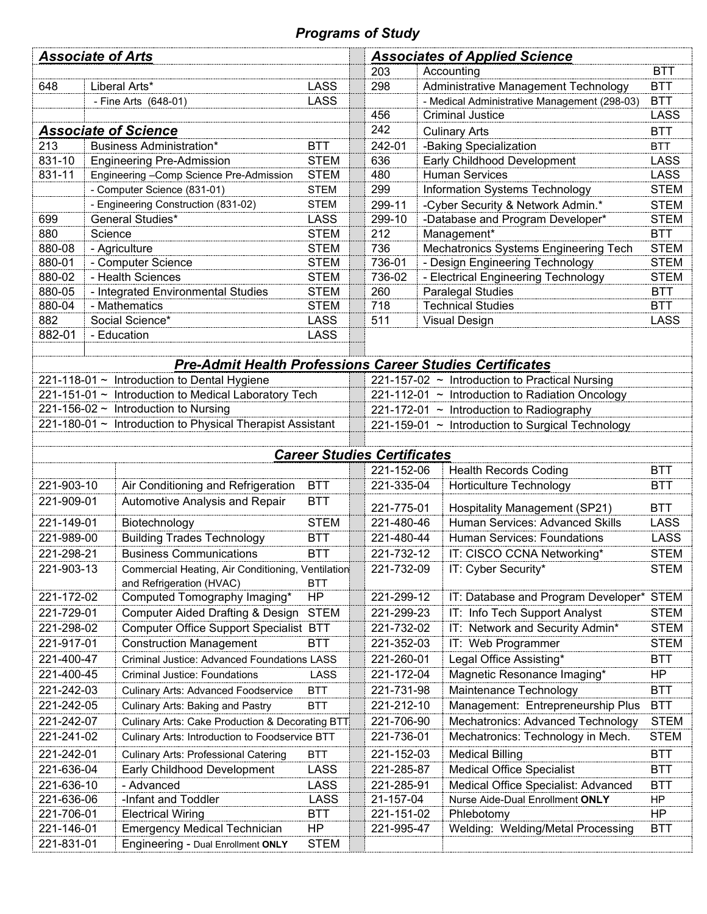# Programs of Study

## Associate of Arts

| Code | Program | Division |
|---|---|---|
| 648 | Liberal Arts* | LASS |
| | - Fine Arts (648-01) | LASS |

## Associate of Science

| Code | Program | Division |
|---|---|---|
| 213 | Business Administration* | BTT |
| 831-10 | Engineering Pre-Admission | STEM |
| 831-11 | Engineering –Comp Science Pre-Admission | STEM |
| | - Computer Science (831-01) | STEM |
| | - Engineering Construction (831-02) | STEM |
| 699 | General Studies* | LASS |
| 880 | Science | STEM |
| 880-08 | - Agriculture | STEM |
| 880-01 | - Computer Science | STEM |
| 880-02 | - Health Sciences | STEM |
| 880-05 | - Integrated Environmental Studies | STEM |
| 880-04 | - Mathematics | STEM |
| 882 | Social Science* | LASS |
| 882-01 | - Education | LASS |

## Associates of Applied Science

| Code | Program | Division |
|---|---|---|
| 203 | Accounting | BTT |
| 298 | Administrative Management Technology | BTT |
| | - Medical Administrative Management (298-03) | BTT |
| 456 | Criminal Justice | LASS |
| 242 | Culinary Arts | BTT |
| 242-01 | -Baking Specialization | BTT |
| 636 | Early Childhood Development | LASS |
| 480 | Human Services | LASS |
| 299 | Information Systems Technology | STEM |
| 299-11 | -Cyber Security & Network Admin.* | STEM |
| 299-10 | -Database and Program Developer* | STEM |
| 212 | Management* | BTT |
| 736 | Mechatronics Systems Engineering Tech | STEM |
| 736-01 | - Design Engineering Technology | STEM |
| 736-02 | - Electrical Engineering Technology | STEM |
| 260 | Paralegal Studies | BTT |
| 718 | Technical Studies | BTT |
| 511 | Visual Design | LASS |

## Pre-Admit Health Professions Career Studies Certificates

- 221-118-01 ~ Introduction to Dental Hygiene
- 221-151-01 ~ Introduction to Medical Laboratory Tech
- 221-156-02 ~ Introduction to Nursing
- 221-180-01 ~ Introduction to Physical Therapist Assistant
- 221-157-02 ~ Introduction to Practical Nursing
- 221-112-01 ~ Introduction to Radiation Oncology
- 221-172-01 ~ Introduction to Radiography
- 221-159-01 ~ Introduction to Surgical Technology

## Career Studies Certificates

| Code | Program | Division |
|---|---|---|
| 221-903-10 | Air Conditioning and Refrigeration | BTT |
| 221-909-01 | Automotive Analysis and Repair | BTT |
| 221-149-01 | Biotechnology | STEM |
| 221-989-00 | Building Trades Technology | BTT |
| 221-298-21 | Business Communications | BTT |
| 221-903-13 | Commercial Heating, Air Conditioning, Ventilation and Refrigeration (HVAC) | BTT |
| 221-172-02 | Computed Tomography Imaging* | HP |
| 221-729-01 | Computer Aided Drafting & Design | STEM |
| 221-298-02 | Computer Office Support Specialist | BTT |
| 221-917-01 | Construction Management | BTT |
| 221-400-47 | Criminal Justice: Advanced Foundations | LASS |
| 221-400-45 | Criminal Justice: Foundations | LASS |
| 221-242-03 | Culinary Arts: Advanced Foodservice | BTT |
| 221-242-05 | Culinary Arts: Baking and Pastry | BTT |
| 221-242-07 | Culinary Arts: Cake Production & Decorating | BTT |
| 221-241-02 | Culinary Arts: Introduction to Foodservice | BTT |
| 221-242-01 | Culinary Arts: Professional Catering | BTT |
| 221-636-04 | Early Childhood Development | LASS |
| 221-636-10 | - Advanced | LASS |
| 221-636-06 | -Infant and Toddler | LASS |
| 221-706-01 | Electrical Wiring | BTT |
| 221-146-01 | Emergency Medical Technician | HP |
| 221-831-01 | Engineering - Dual Enrollment **ONLY** | STEM |
| 221-152-06 | Health Records Coding | BTT |
| 221-335-04 | Horticulture Technology | BTT |
| 221-775-01 | Hospitality Management (SP21) | BTT |
| 221-480-46 | Human Services: Advanced Skills | LASS |
| 221-480-44 | Human Services: Foundations | LASS |
| 221-732-12 | IT: CISCO CCNA Networking* | STEM |
| 221-732-09 | IT: Cyber Security* | STEM |
| 221-299-12 | IT: Database and Program Developer* | STEM |
| 221-299-23 | IT: Info Tech Support Analyst | STEM |
| 221-732-02 | IT: Network and Security Admin* | STEM |
| 221-352-03 | IT: Web Programmer | STEM |
| 221-260-01 | Legal Office Assisting* | BTT |
| 221-172-04 | Magnetic Resonance Imaging* | HP |
| 221-731-98 | Maintenance Technology | BTT |
| 221-212-10 | Management: Entrepreneurship Plus | BTT |
| 221-706-90 | Mechatronics: Advanced Technology | STEM |
| 221-736-01 | Mechatronics: Technology in Mech. | STEM |
| 221-152-03 | Medical Billing | BTT |
| 221-285-87 | Medical Office Specialist | BTT |
| 221-285-91 | Medical Office Specialist: Advanced | BTT |
| 21-157-04 | Nurse Aide-Dual Enrollment **ONLY** | HP |
| 221-151-02 | Phlebotomy | HP |
| 221-995-47 | Welding: Welding/Metal Processing | BTT |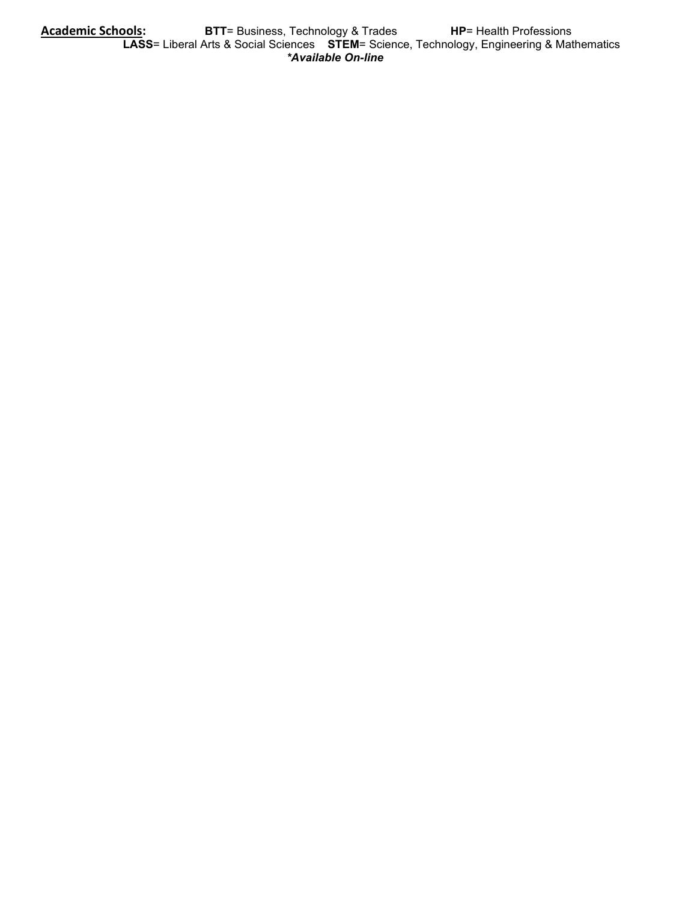**Academic Schools:** **BTT**= Business, Technology & Trades **HP**= Health Professions **LASS**= Liberal Arts & Social Sciences **STEM**= Science, Technology, Engineering & Mathematics

***Available On-line***